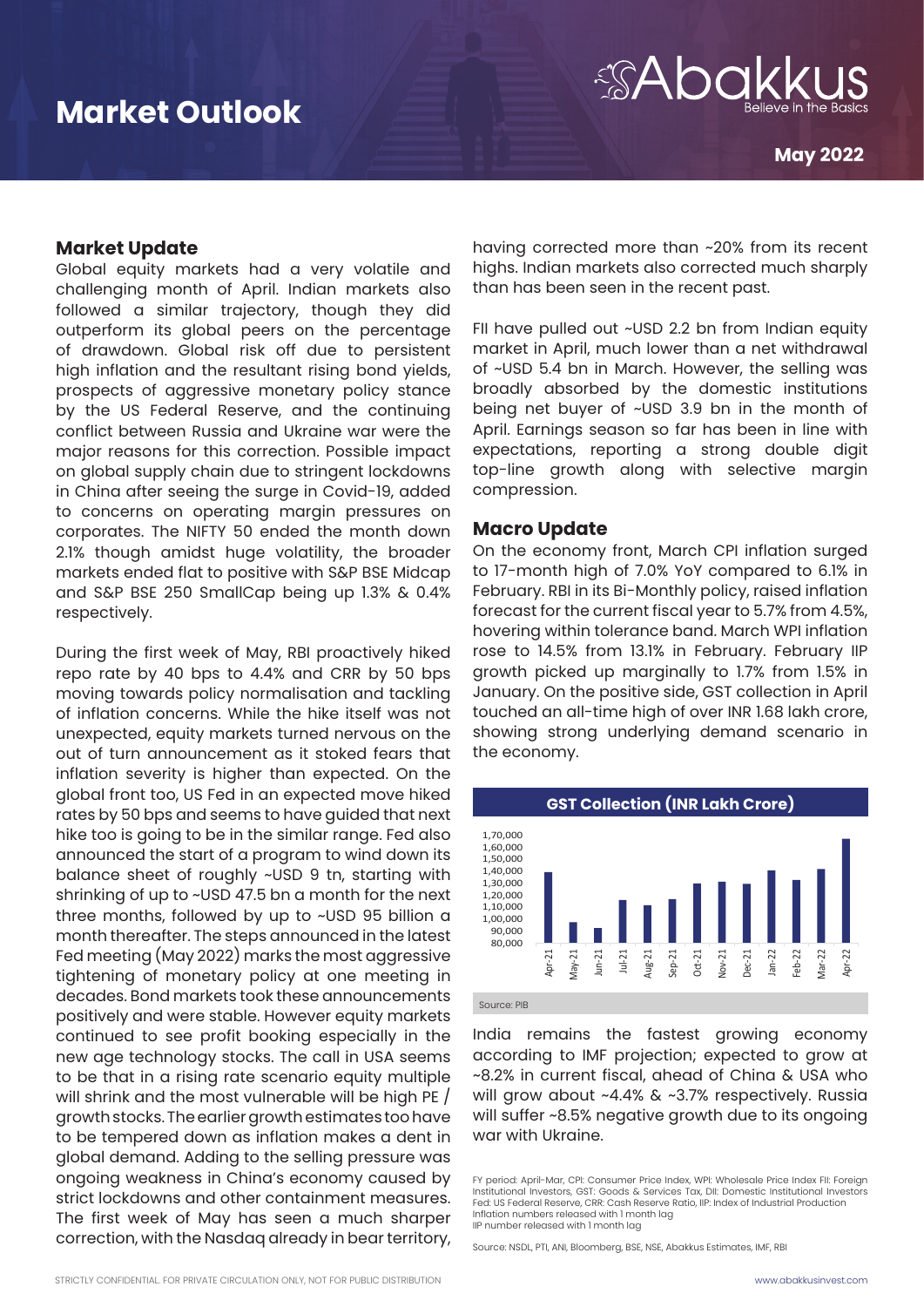# Market Outlook

Abakkus
Believe in the Basics

**May 2022**

## Market Update

Global equity markets had a very volatile and challenging month of April. Indian markets also followed a similar trajectory, though they did outperform its global peers on the percentage of drawdown. Global risk off due to persistent high inflation and the resultant rising bond yields, prospects of aggressive monetary policy stance by the US Federal Reserve, and the continuing conflict between Russia and Ukraine war were the major reasons for this correction. Possible impact on global supply chain due to stringent lockdowns in China after seeing the surge in Covid-19, added to concerns on operating margin pressures on corporates. The NIFTY 50 ended the month down 2.1% though amidst huge volatility, the broader markets ended flat to positive with S&P BSE Midcap and S&P BSE 250 SmallCap being up 1.3% & 0.4% respectively.

During the first week of May, RBI proactively hiked repo rate by 40 bps to 4.4% and CRR by 50 bps moving towards policy normalisation and tackling of inflation concerns. While the hike itself was not unexpected, equity markets turned nervous on the out of turn announcement as it stoked fears that inflation severity is higher than expected. On the global front too, US Fed in an expected move hiked rates by 50 bps and seems to have guided that next hike too is going to be in the similar range. Fed also announced the start of a program to wind down its balance sheet of roughly ~USD 9 tn, starting with shrinking of up to ~USD 47.5 bn a month for the next three months, followed by up to ~USD 95 billion a month thereafter. The steps announced in the latest Fed meeting (May 2022) marks the most aggressive tightening of monetary policy at one meeting in decades. Bond markets took these announcements positively and were stable. However equity markets continued to see profit booking especially in the new age technology stocks. The call in USA seems to be that in a rising rate scenario equity multiple will shrink and the most vulnerable will be high PE / growth stocks. The earlier growth estimates too have to be tempered down as inflation makes a dent in global demand. Adding to the selling pressure was ongoing weakness in China's economy caused by strict lockdowns and other containment measures. The first week of May has seen a much sharper correction, with the Nasdaq already in bear territory, having corrected more than ~20% from its recent highs. Indian markets also corrected much sharply than has been seen in the recent past.

FII have pulled out ~USD 2.2 bn from Indian equity market in April, much lower than a net withdrawal of ~USD 5.4 bn in March. However, the selling was broadly absorbed by the domestic institutions being net buyer of ~USD 3.9 bn in the month of April. Earnings season so far has been in line with expectations, reporting a strong double digit top-line growth along with selective margin compression.

## Macro Update

On the economy front, March CPI inflation surged to 17-month high of 7.0% YoY compared to 6.1% in February. RBI in its Bi-Monthly policy, raised inflation forecast for the current fiscal year to 5.7% from 4.5%, hovering within tolerance band. March WPI inflation rose to 14.5% from 13.1% in February. February IIP growth picked up marginally to 1.7% from 1.5% in January. On the positive side, GST collection in April touched an all-time high of over INR 1.68 lakh crore, showing strong underlying demand scenario in the economy.

**GST Collection (INR Lakh Crore)**

[Bar chart: monthly GST collection from Apr-21 to Apr-22; y-axis from 80,000 to 1,70,000. Months: Apr-21, May-21, Jun-21, Jul-21, Aug-21, Sep-21, Oct-21, Nov-21, Dec-21, Jan-22, Feb-22, Mar-22, Apr-22]

Source: PIB

India remains the fastest growing economy according to IMF projection; expected to grow at ~8.2% in current fiscal, ahead of China & USA who will grow about ~4.4% & ~3.7% respectively. Russia will suffer ~8.5% negative growth due to its ongoing war with Ukraine.

FY period: April-Mar, CPI: Consumer Price Index, WPI: Wholesale Price Index FII: Foreign Institutional Investors, GST: Goods & Services Tax, DII: Domestic Institutional Investors Fed: US Federal Reserve, CRR: Cash Reserve Ratio, IIP: Index of Industrial Production
Inflation numbers released with 1 month lag
IIP number released with 1 month lag

Source: NSDL, PTI, ANI, Bloomberg, BSE, NSE, Abakkus Estimates, IMF, RBI

STRICTLY CONFIDENTIAL. FOR PRIVATE CIRCULATION ONLY, NOT FOR PUBLIC DISTRIBUTION

www.abakkusinvest.com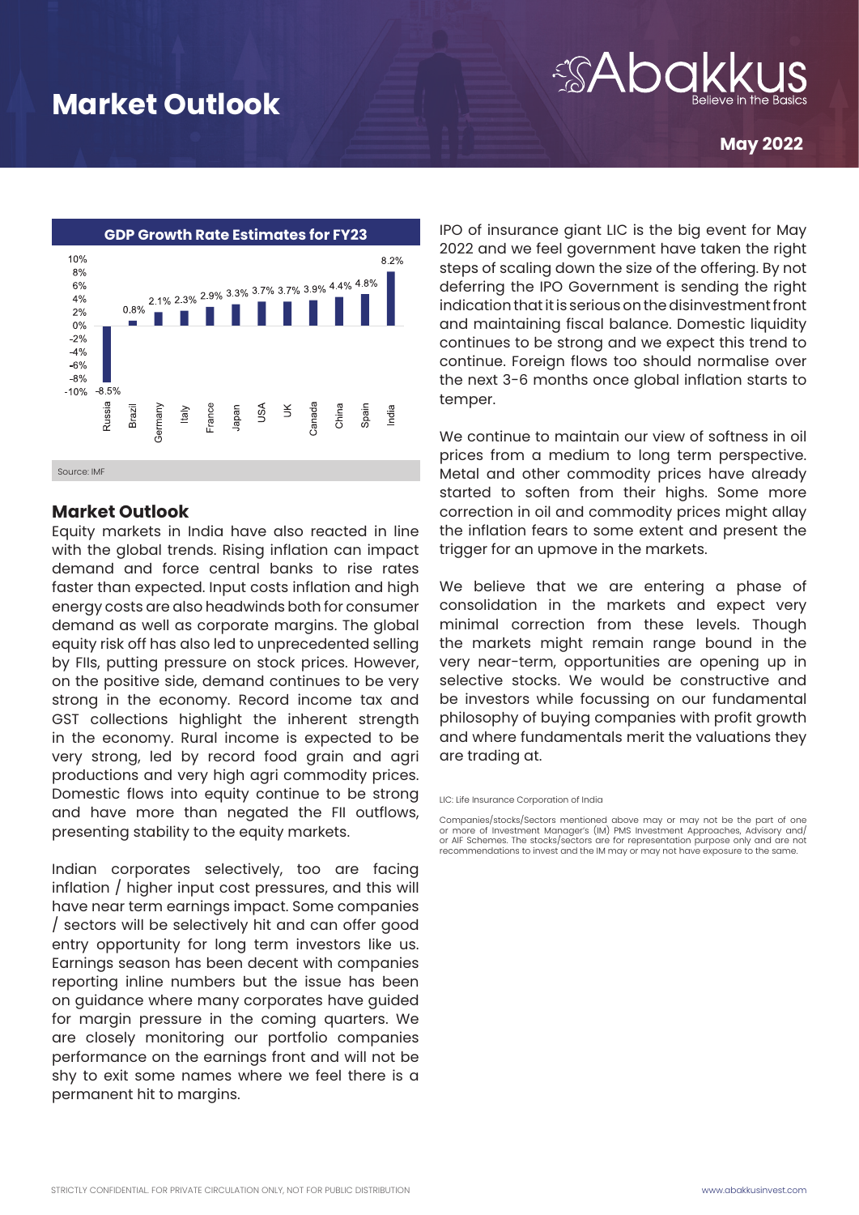# Market Outlook

May 2022

**GDP Growth Rate Estimates for FY23**

| Country | GDP Growth Rate |
|---|---|
| Russia | -8.5% |
| Brazil | 0.8% |
| Germany | 2.1% |
| Italy | 2.3% |
| France | 2.9% |
| Japan | 3.3% |
| USA | 3.7% |
| UK | 3.7% |
| Canada | 3.9% |
| China | 4.4% |
| Spain | 4.8% |
| India | 8.2% |

Source: IMF

## Market Outlook

Equity markets in India have also reacted in line with the global trends. Rising inflation can impact demand and force central banks to rise rates faster than expected. Input costs inflation and high energy costs are also headwinds both for consumer demand as well as corporate margins. The global equity risk off has also led to unprecedented selling by FIIs, putting pressure on stock prices. However, on the positive side, demand continues to be very strong in the economy. Record income tax and GST collections highlight the inherent strength in the economy. Rural income is expected to be very strong, led by record food grain and agri productions and very high agri commodity prices. Domestic flows into equity continue to be strong and have more than negated the FII outflows, presenting stability to the equity markets.

Indian corporates selectively, too are facing inflation / higher input cost pressures, and this will have near term earnings impact. Some companies / sectors will be selectively hit and can offer good entry opportunity for long term investors like us. Earnings season has been decent with companies reporting inline numbers but the issue has been on guidance where many corporates have guided for margin pressure in the coming quarters. We are closely monitoring our portfolio companies performance on the earnings front and will not be shy to exit some names where we feel there is a permanent hit to margins.

IPO of insurance giant LIC is the big event for May 2022 and we feel government have taken the right steps of scaling down the size of the offering. By not deferring the IPO Government is sending the right indication that it is serious on the disinvestment front and maintaining fiscal balance. Domestic liquidity continues to be strong and we expect this trend to continue. Foreign flows too should normalise over the next 3-6 months once global inflation starts to temper.

We continue to maintain our view of softness in oil prices from a medium to long term perspective. Metal and other commodity prices have already started to soften from their highs. Some more correction in oil and commodity prices might allay the inflation fears to some extent and present the trigger for an upmove in the markets.

We believe that we are entering a phase of consolidation in the markets and expect very minimal correction from these levels. Though the markets might remain range bound in the very near-term, opportunities are opening up in selective stocks. We would be constructive and be investors while focussing on our fundamental philosophy of buying companies with profit growth and where fundamentals merit the valuations they are trading at.

LIC: Life Insurance Corporation of India

Companies/stocks/Sectors mentioned above may or may not be the part of one or more of Investment Manager's (IM) PMS Investment Approaches, Advisory and/ or AIF Schemes. The stocks/sectors are for representation purpose only and are not recommendations to invest and the IM may or may not have exposure to the same.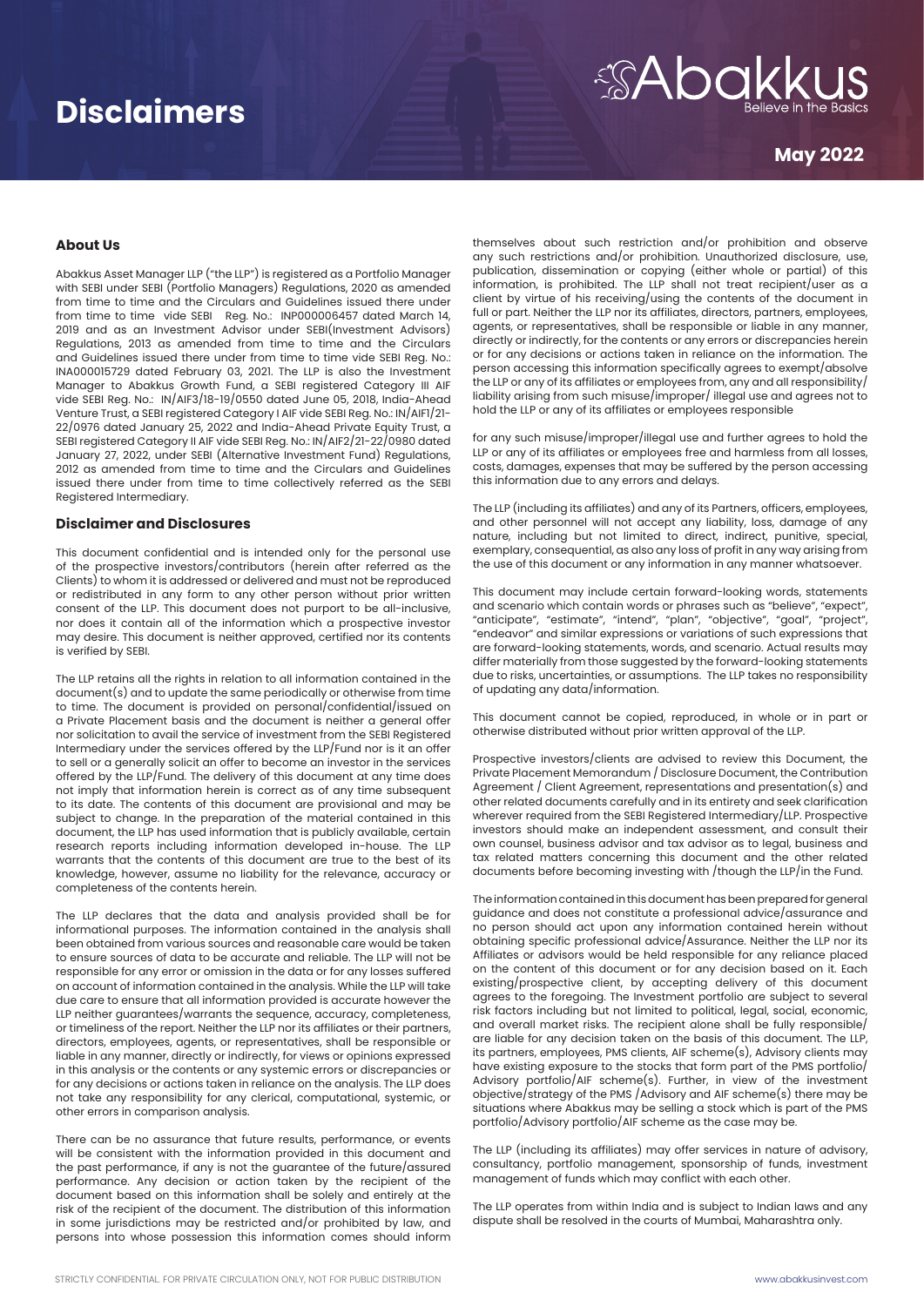# Disclaimers

Abakkus
Believe in the Basics

**May 2022**

## About Us

Abakkus Asset Manager LLP ("the LLP") is registered as a Portfolio Manager with SEBI under SEBI (Portfolio Managers) Regulations, 2020 as amended from time to time and the Circulars and Guidelines issued there under from time to time vide SEBI Reg. No.: INP000006457 dated March 14, 2019 and as an Investment Advisor under SEBI(Investment Advisors) Regulations, 2013 as amended from time to time and the Circulars and Guidelines issued there under from time to time vide SEBI Reg. No.: INA000015729 dated February 03, 2021. The LLP is also the Investment Manager to Abakkus Growth Fund, a SEBI registered Category III AIF vide SEBI Reg. No.: IN/AIF3/18-19/0550 dated June 05, 2018, India-Ahead Venture Trust, a SEBI registered Category I AIF vide SEBI Reg. No.: IN/AIF1/21-22/0976 dated January 25, 2022 and India-Ahead Private Equity Trust, a SEBI registered Category II AIF vide SEBI Reg. No.: IN/AIF2/21-22/0980 dated January 27, 2022, under SEBI (Alternative Investment Fund) Regulations, 2012 as amended from time to time and the Circulars and Guidelines issued there under from time to time collectively referred as the SEBI Registered Intermediary.

## Disclaimer and Disclosures

This document confidential and is intended only for the personal use of the prospective investors/contributors (herein after referred as the Clients) to whom it is addressed or delivered and must not be reproduced or redistributed in any form to any other person without prior written consent of the LLP. This document does not purport to be all-inclusive, nor does it contain all of the information which a prospective investor may desire. This document is neither approved, certified nor its contents is verified by SEBI.

The LLP retains all the rights in relation to all information contained in the document(s) and to update the same periodically or otherwise from time to time. The document is provided on personal/confidential/issued on a Private Placement basis and the document is neither a general offer nor solicitation to avail the service of investment from the SEBI Registered Intermediary under the services offered by the LLP/Fund nor is it an offer to sell or a generally solicit an offer to become an investor in the services offered by the LLP/Fund. The delivery of this document at any time does not imply that information herein is correct as of any time subsequent to its date. The contents of this document are provisional and may be subject to change. In the preparation of the material contained in this document, the LLP has used information that is publicly available, certain research reports including information developed in-house. The LLP warrants that the contents of this document are true to the best of its knowledge, however, assume no liability for the relevance, accuracy or completeness of the contents herein.

The LLP declares that the data and analysis provided shall be for informational purposes. The information contained in the analysis shall been obtained from various sources and reasonable care would be taken to ensure sources of data to be accurate and reliable. The LLP will not be responsible for any error or omission in the data or for any losses suffered on account of information contained in the analysis. While the LLP will take due care to ensure that all information provided is accurate however the LLP neither guarantees/warrants the sequence, accuracy, completeness, or timeliness of the report. Neither the LLP nor its affiliates or their partners, directors, employees, agents, or representatives, shall be responsible or liable in any manner, directly or indirectly, for views or opinions expressed in this analysis or the contents or any systemic errors or discrepancies or for any decisions or actions taken in reliance on the analysis. The LLP does not take any responsibility for any clerical, computational, systemic, or other errors in comparison analysis.

There can be no assurance that future results, performance, or events will be consistent with the information provided in this document and the past performance, if any is not the guarantee of the future/assured performance. Any decision or action taken by the recipient of the document based on this information shall be solely and entirely at the risk of the recipient of the document. The distribution of this information in some jurisdictions may be restricted and/or prohibited by law, and persons into whose possession this information comes should inform themselves about such restriction and/or prohibition and observe any such restrictions and/or prohibition. Unauthorized disclosure, use, publication, dissemination or copying (either whole or partial) of this information, is prohibited. The LLP shall not treat recipient/user as a client by virtue of his receiving/using the contents of the document in full or part. Neither the LLP nor its affiliates, directors, partners, employees, agents, or representatives, shall be responsible or liable in any manner, directly or indirectly, for the contents or any errors or discrepancies herein or for any decisions or actions taken in reliance on the information. The person accessing this information specifically agrees to exempt/absolve the LLP or any of its affiliates or employees from, any and all responsibility/liability arising from such misuse/improper/ illegal use and agrees not to hold the LLP or any of its affiliates or employees responsible for any such misuse/improper/illegal use and further agrees to hold the LLP or any of its affiliates or employees free and harmless from all losses, costs, damages, expenses that may be suffered by the person accessing this information due to any errors and delays.

The LLP (including its affiliates) and any of its Partners, officers, employees, and other personnel will not accept any liability, loss, damage of any nature, including but not limited to direct, indirect, punitive, special, exemplary, consequential, as also any loss of profit in any way arising from the use of this document or any information in any manner whatsoever.

This document may include certain forward-looking words, statements and scenario which contain words or phrases such as "believe", "expect", "anticipate", "estimate", "intend", "plan", "objective", "goal", "project", "endeavor" and similar expressions or variations of such expressions that are forward-looking statements, words, and scenario. Actual results may differ materially from those suggested by the forward-looking statements due to risks, uncertainties, or assumptions. The LLP takes no responsibility of updating any data/information.

This document cannot be copied, reproduced, in whole or in part or otherwise distributed without prior written approval of the LLP.

Prospective investors/clients are advised to review this Document, the Private Placement Memorandum / Disclosure Document, the Contribution Agreement / Client Agreement, representations and presentation(s) and other related documents carefully and in its entirety and seek clarification wherever required from the SEBI Registered Intermediary/LLP. Prospective investors should make an independent assessment, and consult their own counsel, business advisor and tax advisor as to legal, business and tax related matters concerning this document and the other related documents before becoming investing with /though the LLP/in the Fund.

The information contained in this document has been prepared for general guidance and does not constitute a professional advice/assurance and no person should act upon any information contained herein without obtaining specific professional advice/Assurance. Neither the LLP nor its Affiliates or advisors would be held responsible for any reliance placed on the content of this document or for any decision based on it. Each existing/prospective client, by accepting delivery of this document agrees to the foregoing. The Investment portfolio are subject to several risk factors including but not limited to political, legal, social, economic, and overall market risks. The recipient alone shall be fully responsible/ are liable for any decision taken on the basis of this document. The LLP, its partners, employees, PMS clients, AIF scheme(s), Advisory clients may have existing exposure to the stocks that form part of the PMS portfolio/ Advisory portfolio/AIF scheme(s). Further, in view of the investment objective/strategy of the PMS /Advisory and AIF scheme(s) there may be situations where Abakkus may be selling a stock which is part of the PMS portfolio/Advisory portfolio/AIF scheme as the case may be.

The LLP (including its affiliates) may offer services in nature of advisory, consultancy, portfolio management, sponsorship of funds, investment management of funds which may conflict with each other.

The LLP operates from within India and is subject to Indian laws and any dispute shall be resolved in the courts of Mumbai, Maharashtra only.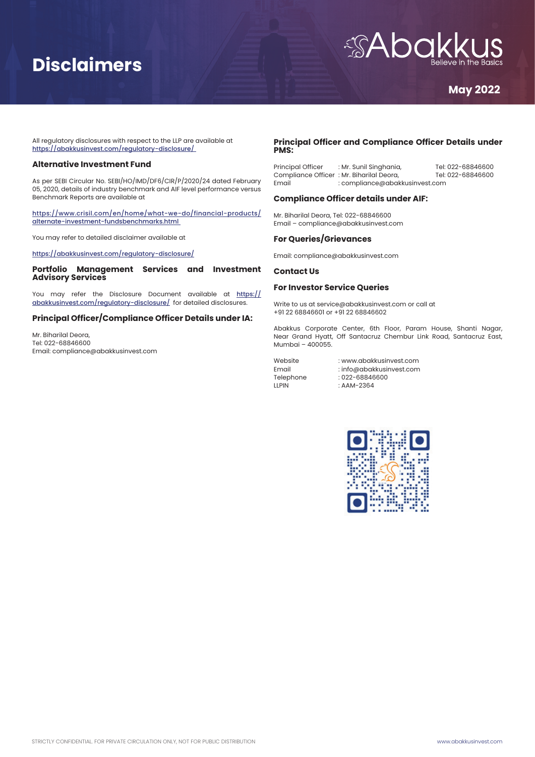# Disclaimers

May 2022

All regulatory disclosures with respect to the LLP are available at https://abakkusinvest.com/regulatory-disclosure/

## Alternative Investment Fund

As per SEBI Circular No. SEBI/HO/IMD/DF6/CIR/P/2020/24 dated February 05, 2020, details of industry benchmark and AIF level performance versus Benchmark Reports are available at

https://www.crisil.com/en/home/what-we-do/financial-products/alternate-investment-fundsbenchmarks.html

You may refer to detailed disclaimer available at

https://abakkusinvest.com/regulatory-disclosure/

## Portfolio Management Services and Investment Advisory Services

You may refer the Disclosure Document available at https://abakkusinvest.com/regulatory-disclosure/ for detailed disclosures.

## Principal Officer/Compliance Officer Details under IA:

Mr. Biharilal Deora,
Tel: 022-68846600
Email: compliance@abakkusinvest.com

## Principal Officer and Compliance Officer Details under PMS:

| | | |
|---|---|---|
| Principal Officer | : Mr. Sunil Singhania, | Tel: 022-68846600 |
| Compliance Officer | : Mr. Biharilal Deora, | Tel: 022-68846600 |
| Email | : compliance@abakkusinvest.com | |

## Compliance Officer details under AIF:

Mr. Biharilal Deora, Tel: 022-68846600
Email – compliance@abakkusinvest.com

## For Queries/Grievances

Email: compliance@abakkusinvest.com

## Contact Us

## For Investor Service Queries

Write to us at service@abakkusinvest.com or call at +91 22 68846601 or +91 22 68846602

Abakkus Corporate Center, 6th Floor, Param House, Shanti Nagar, Near Grand Hyatt, Off Santacruz Chembur Link Road, Santacruz East, Mumbai – 400055.

| | |
|---|---|
| Website | : www.abakkusinvest.com |
| Email | : info@abakkusinvest.com |
| Telephone | : 022-68846600 |
| LLPIN | : AAM-2364 |

STRICTLY CONFIDENTIAL. FOR PRIVATE CIRCULATION ONLY, NOT FOR PUBLIC DISTRIBUTION